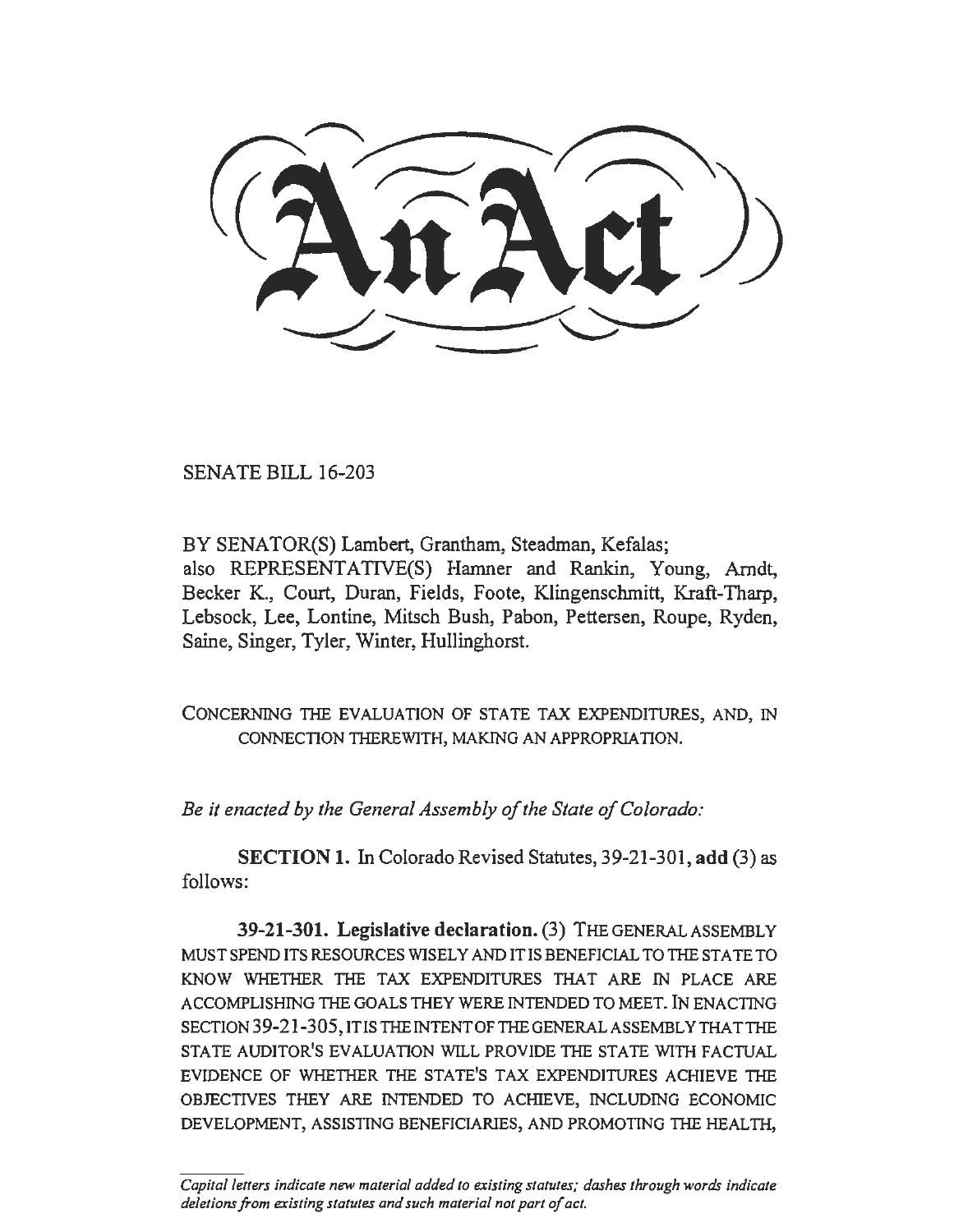# An Act

SENATE BILL 16-203

BY SENATOR(S) Lambert, Grantham, Steadman, Kefalas;
also REPRESENTATIVE(S) Hamner and Rankin, Young, Arndt, Becker K., Court, Duran, Fields, Foote, Klingenschmitt, Kraft-Tharp, Lebsock, Lee, Lontine, Mitsch Bush, Pabon, Pettersen, Roupe, Ryden, Saine, Singer, Tyler, Winter, Hullinghorst.

CONCERNING THE EVALUATION OF STATE TAX EXPENDITURES, AND, IN CONNECTION THEREWITH, MAKING AN APPROPRIATION.

*Be it enacted by the General Assembly of the State of Colorado:*

**SECTION 1.** In Colorado Revised Statutes, 39-21-301, **add** (3) as follows:

**39-21-301. Legislative declaration.** (3) THE GENERAL ASSEMBLY MUST SPEND ITS RESOURCES WISELY AND IT IS BENEFICIAL TO THE STATE TO KNOW WHETHER THE TAX EXPENDITURES THAT ARE IN PLACE ARE ACCOMPLISHING THE GOALS THEY WERE INTENDED TO MEET. IN ENACTING SECTION 39-21-305, IT IS THE INTENT OF THE GENERAL ASSEMBLY THAT THE STATE AUDITOR'S EVALUATION WILL PROVIDE THE STATE WITH FACTUAL EVIDENCE OF WHETHER THE STATE'S TAX EXPENDITURES ACHIEVE THE OBJECTIVES THEY ARE INTENDED TO ACHIEVE, INCLUDING ECONOMIC DEVELOPMENT, ASSISTING BENEFICIARIES, AND PROMOTING THE HEALTH,

*Capital letters indicate new material added to existing statutes; dashes through words indicate deletions from existing statutes and such material not part of act.*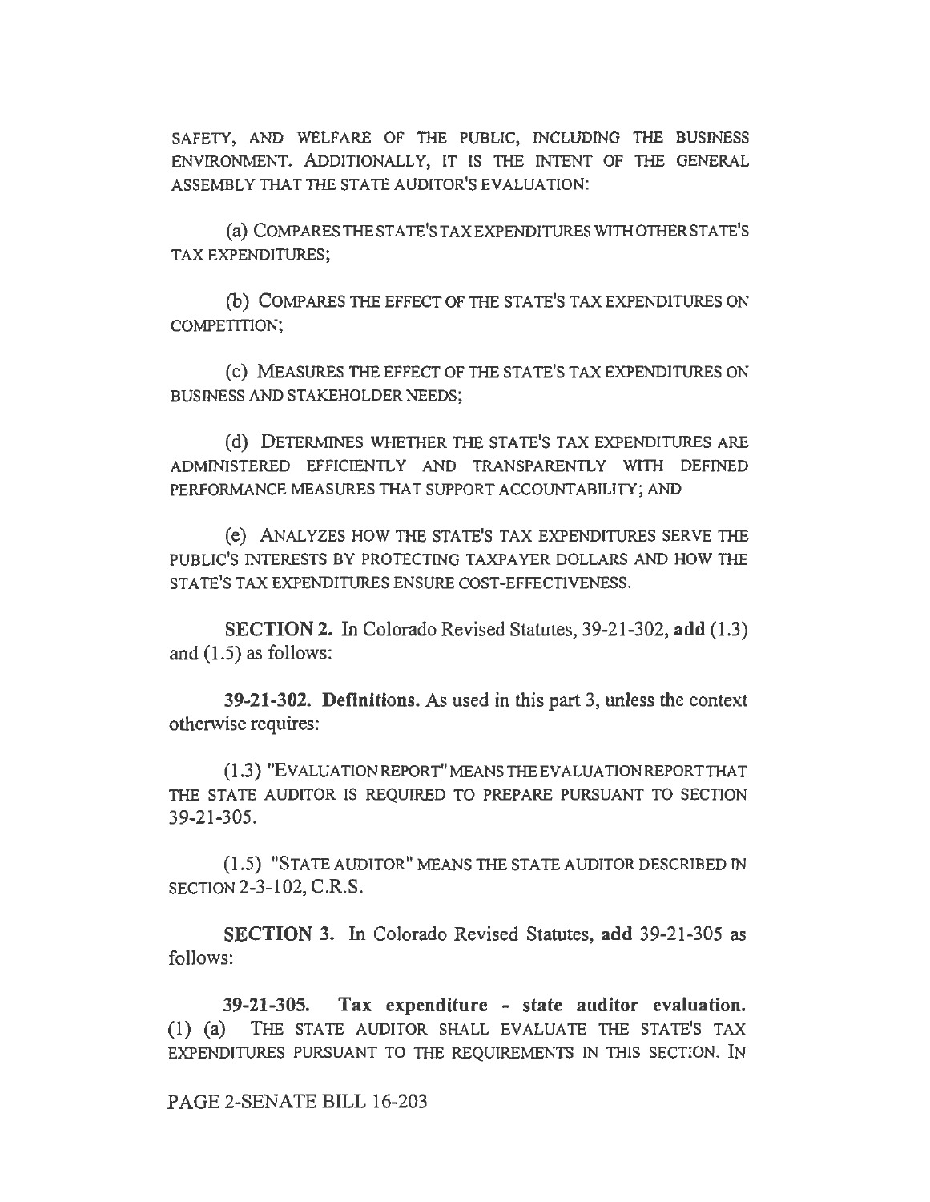SAFETY, AND WELFARE OF THE PUBLIC, INCLUDING THE BUSINESS ENVIRONMENT. ADDITIONALLY, IT IS THE INTENT OF THE GENERAL ASSEMBLY THAT THE STATE AUDITOR'S EVALUATION:

(a) COMPARES THE STATE'S TAX EXPENDITURES WITH OTHER STATE'S TAX EXPENDITURES;

(b) COMPARES THE EFFECT OF THE STATE'S TAX EXPENDITURES ON COMPETITION;

(c) MEASURES THE EFFECT OF THE STATE'S TAX EXPENDITURES ON BUSINESS AND STAKEHOLDER NEEDS;

(d) DETERMINES WHETHER THE STATE'S TAX EXPENDITURES ARE ADMINISTERED EFFICIENTLY AND TRANSPARENTLY WITH DEFINED PERFORMANCE MEASURES THAT SUPPORT ACCOUNTABILITY; AND

(e) ANALYZES HOW THE STATE'S TAX EXPENDITURES SERVE THE PUBLIC'S INTERESTS BY PROTECTING TAXPAYER DOLLARS AND HOW THE STATE'S TAX EXPENDITURES ENSURE COST-EFFECTIVENESS.

**SECTION 2.** In Colorado Revised Statutes, 39-21-302, **add** (1.3) and (1.5) as follows:

**39-21-302. Definitions.** As used in this part 3, unless the context otherwise requires:

(1.3) "EVALUATION REPORT" MEANS THE EVALUATION REPORT THAT THE STATE AUDITOR IS REQUIRED TO PREPARE PURSUANT TO SECTION 39-21-305.

(1.5) "STATE AUDITOR" MEANS THE STATE AUDITOR DESCRIBED IN SECTION 2-3-102, C.R.S.

**SECTION 3.** In Colorado Revised Statutes, **add** 39-21-305 as follows:

**39-21-305. Tax expenditure - state auditor evaluation.** (1) (a) THE STATE AUDITOR SHALL EVALUATE THE STATE'S TAX EXPENDITURES PURSUANT TO THE REQUIREMENTS IN THIS SECTION. IN

PAGE 2-SENATE BILL 16-203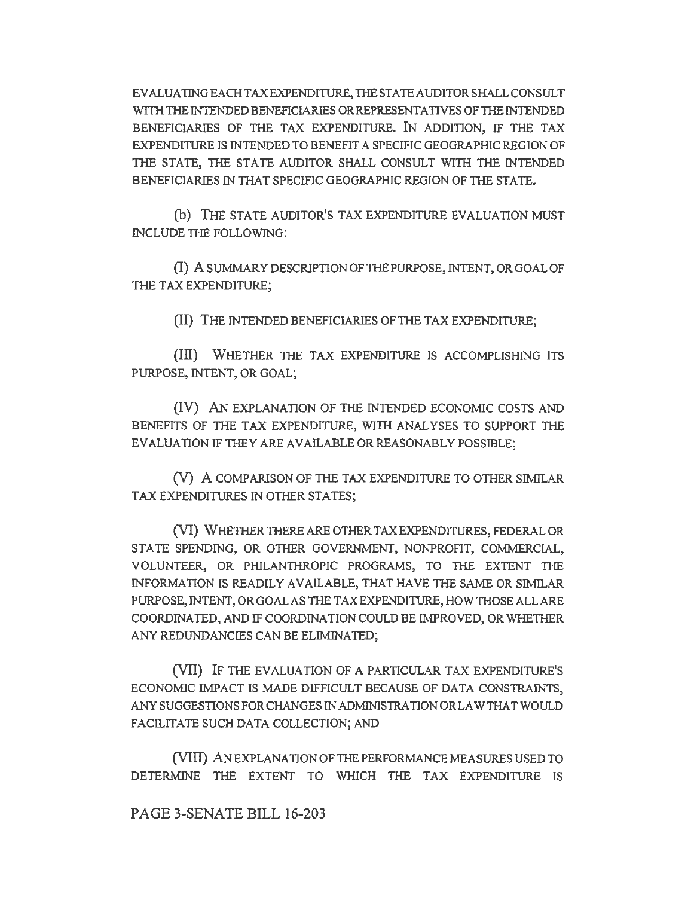EVALUATING EACH TAX EXPENDITURE, THE STATE AUDITOR SHALL CONSULT WITH THE INTENDED BENEFICIARIES OR REPRESENTATIVES OF THE INTENDED BENEFICIARIES OF THE TAX EXPENDITURE. IN ADDITION, IF THE TAX EXPENDITURE IS INTENDED TO BENEFIT A SPECIFIC GEOGRAPHIC REGION OF THE STATE, THE STATE AUDITOR SHALL CONSULT WITH THE INTENDED BENEFICIARIES IN THAT SPECIFIC GEOGRAPHIC REGION OF THE STATE.

(b) THE STATE AUDITOR'S TAX EXPENDITURE EVALUATION MUST INCLUDE THE FOLLOWING:

(I) A SUMMARY DESCRIPTION OF THE PURPOSE, INTENT, OR GOAL OF THE TAX EXPENDITURE;

(II) THE INTENDED BENEFICIARIES OF THE TAX EXPENDITURE;

(III) WHETHER THE TAX EXPENDITURE IS ACCOMPLISHING ITS PURPOSE, INTENT, OR GOAL;

(IV) AN EXPLANATION OF THE INTENDED ECONOMIC COSTS AND BENEFITS OF THE TAX EXPENDITURE, WITH ANALYSES TO SUPPORT THE EVALUATION IF THEY ARE AVAILABLE OR REASONABLY POSSIBLE;

(V) A COMPARISON OF THE TAX EXPENDITURE TO OTHER SIMILAR TAX EXPENDITURES IN OTHER STATES;

(VI) WHETHER THERE ARE OTHER TAX EXPENDITURES, FEDERAL OR STATE SPENDING, OR OTHER GOVERNMENT, NONPROFIT, COMMERCIAL, VOLUNTEER, OR PHILANTHROPIC PROGRAMS, TO THE EXTENT THE INFORMATION IS READILY AVAILABLE, THAT HAVE THE SAME OR SIMILAR PURPOSE, INTENT, OR GOAL AS THE TAX EXPENDITURE, HOW THOSE ALL ARE COORDINATED, AND IF COORDINATION COULD BE IMPROVED, OR WHETHER ANY REDUNDANCIES CAN BE ELIMINATED;

(VII) IF THE EVALUATION OF A PARTICULAR TAX EXPENDITURE'S ECONOMIC IMPACT IS MADE DIFFICULT BECAUSE OF DATA CONSTRAINTS, ANY SUGGESTIONS FOR CHANGES IN ADMINISTRATION OR LAW THAT WOULD FACILITATE SUCH DATA COLLECTION; AND

(VIII) AN EXPLANATION OF THE PERFORMANCE MEASURES USED TO DETERMINE THE EXTENT TO WHICH THE TAX EXPENDITURE IS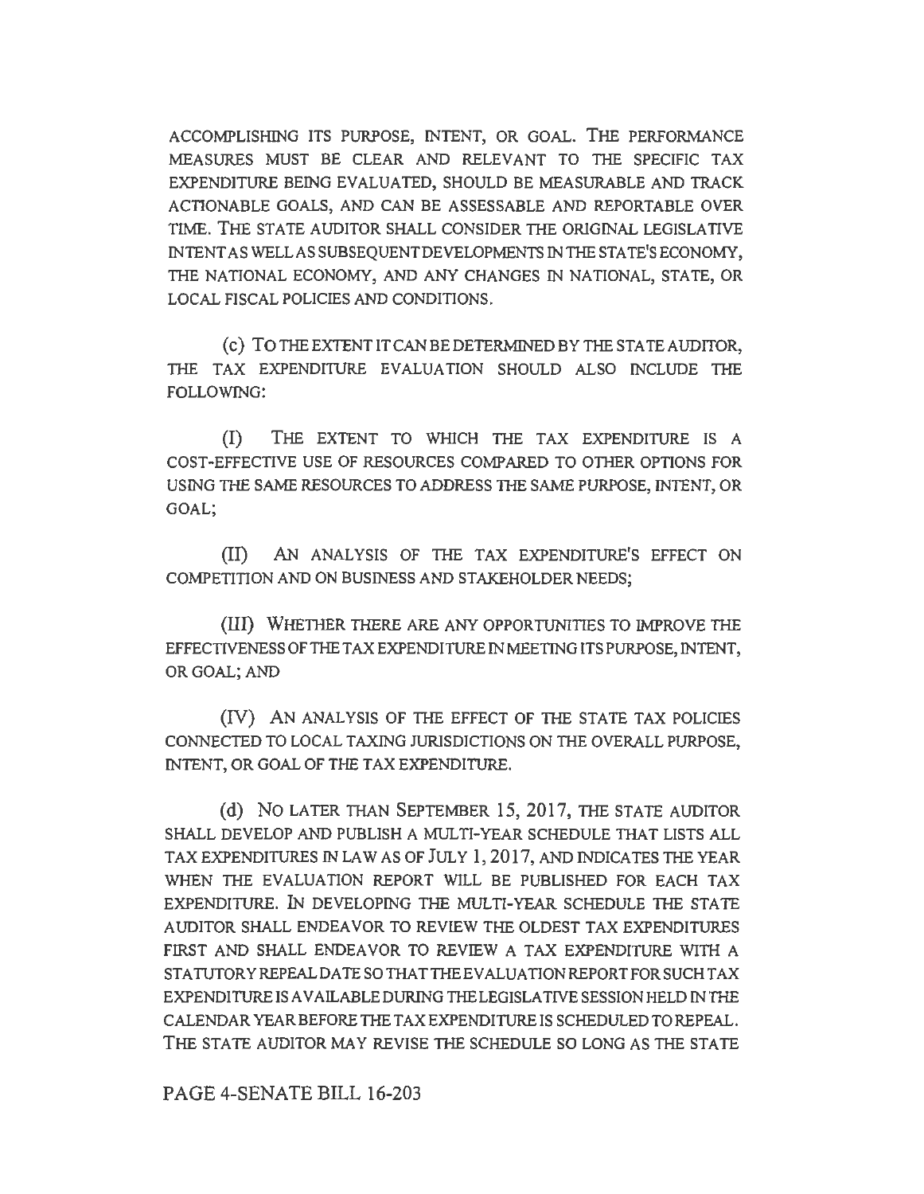ACCOMPLISHING ITS PURPOSE, INTENT, OR GOAL. THE PERFORMANCE MEASURES MUST BE CLEAR AND RELEVANT TO THE SPECIFIC TAX EXPENDITURE BEING EVALUATED, SHOULD BE MEASURABLE AND TRACK ACTIONABLE GOALS, AND CAN BE ASSESSABLE AND REPORTABLE OVER TIME. THE STATE AUDITOR SHALL CONSIDER THE ORIGINAL LEGISLATIVE INTENT AS WELL AS SUBSEQUENT DEVELOPMENTS IN THE STATE'S ECONOMY, THE NATIONAL ECONOMY, AND ANY CHANGES IN NATIONAL, STATE, OR LOCAL FISCAL POLICIES AND CONDITIONS.

(c) TO THE EXTENT IT CAN BE DETERMINED BY THE STATE AUDITOR, THE TAX EXPENDITURE EVALUATION SHOULD ALSO INCLUDE THE FOLLOWING:

(I) THE EXTENT TO WHICH THE TAX EXPENDITURE IS A COST-EFFECTIVE USE OF RESOURCES COMPARED TO OTHER OPTIONS FOR USING THE SAME RESOURCES TO ADDRESS THE SAME PURPOSE, INTENT, OR GOAL;

(II) AN ANALYSIS OF THE TAX EXPENDITURE'S EFFECT ON COMPETITION AND ON BUSINESS AND STAKEHOLDER NEEDS;

(III) WHETHER THERE ARE ANY OPPORTUNITIES TO IMPROVE THE EFFECTIVENESS OF THE TAX EXPENDITURE IN MEETING ITS PURPOSE, INTENT, OR GOAL; AND

(IV) AN ANALYSIS OF THE EFFECT OF THE STATE TAX POLICIES CONNECTED TO LOCAL TAXING JURISDICTIONS ON THE OVERALL PURPOSE, INTENT, OR GOAL OF THE TAX EXPENDITURE.

(d) NO LATER THAN SEPTEMBER 15, 2017, THE STATE AUDITOR SHALL DEVELOP AND PUBLISH A MULTI-YEAR SCHEDULE THAT LISTS ALL TAX EXPENDITURES IN LAW AS OF JULY 1, 2017, AND INDICATES THE YEAR WHEN THE EVALUATION REPORT WILL BE PUBLISHED FOR EACH TAX EXPENDITURE. IN DEVELOPING THE MULTI-YEAR SCHEDULE THE STATE AUDITOR SHALL ENDEAVOR TO REVIEW THE OLDEST TAX EXPENDITURES FIRST AND SHALL ENDEAVOR TO REVIEW A TAX EXPENDITURE WITH A STATUTORY REPEAL DATE SO THAT THE EVALUATION REPORT FOR SUCH TAX EXPENDITURE IS AVAILABLE DURING THE LEGISLATIVE SESSION HELD IN THE CALENDAR YEAR BEFORE THE TAX EXPENDITURE IS SCHEDULED TO REPEAL. THE STATE AUDITOR MAY REVISE THE SCHEDULE SO LONG AS THE STATE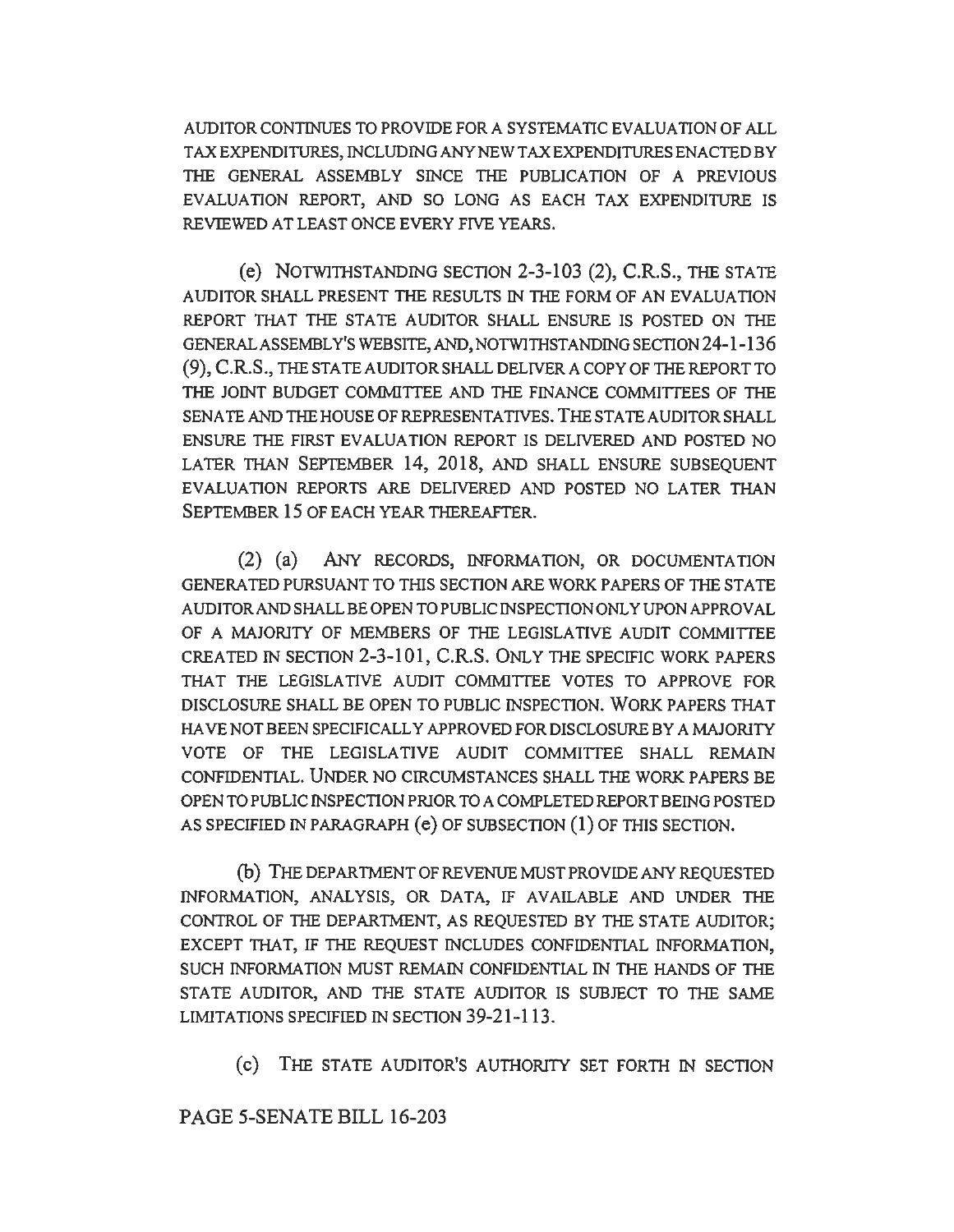AUDITOR CONTINUES TO PROVIDE FOR A SYSTEMATIC EVALUATION OF ALL TAX EXPENDITURES, INCLUDING ANY NEW TAX EXPENDITURES ENACTED BY THE GENERAL ASSEMBLY SINCE THE PUBLICATION OF A PREVIOUS EVALUATION REPORT, AND SO LONG AS EACH TAX EXPENDITURE IS REVIEWED AT LEAST ONCE EVERY FIVE YEARS.

(e) NOTWITHSTANDING SECTION 2-3-103 (2), C.R.S., THE STATE AUDITOR SHALL PRESENT THE RESULTS IN THE FORM OF AN EVALUATION REPORT THAT THE STATE AUDITOR SHALL ENSURE IS POSTED ON THE GENERAL ASSEMBLY'S WEBSITE, AND, NOTWITHSTANDING SECTION 24-1-136 (9), C.R.S., THE STATE AUDITOR SHALL DELIVER A COPY OF THE REPORT TO THE JOINT BUDGET COMMITTEE AND THE FINANCE COMMITTEES OF THE SENATE AND THE HOUSE OF REPRESENTATIVES. THE STATE AUDITOR SHALL ENSURE THE FIRST EVALUATION REPORT IS DELIVERED AND POSTED NO LATER THAN SEPTEMBER 14, 2018, AND SHALL ENSURE SUBSEQUENT EVALUATION REPORTS ARE DELIVERED AND POSTED NO LATER THAN SEPTEMBER 15 OF EACH YEAR THEREAFTER.

(2) (a) ANY RECORDS, INFORMATION, OR DOCUMENTATION GENERATED PURSUANT TO THIS SECTION ARE WORK PAPERS OF THE STATE AUDITOR AND SHALL BE OPEN TO PUBLIC INSPECTION ONLY UPON APPROVAL OF A MAJORITY OF MEMBERS OF THE LEGISLATIVE AUDIT COMMITTEE CREATED IN SECTION 2-3-101, C.R.S. ONLY THE SPECIFIC WORK PAPERS THAT THE LEGISLATIVE AUDIT COMMITTEE VOTES TO APPROVE FOR DISCLOSURE SHALL BE OPEN TO PUBLIC INSPECTION. WORK PAPERS THAT HAVE NOT BEEN SPECIFICALLY APPROVED FOR DISCLOSURE BY A MAJORITY VOTE OF THE LEGISLATIVE AUDIT COMMITTEE SHALL REMAIN CONFIDENTIAL. UNDER NO CIRCUMSTANCES SHALL THE WORK PAPERS BE OPEN TO PUBLIC INSPECTION PRIOR TO A COMPLETED REPORT BEING POSTED AS SPECIFIED IN PARAGRAPH (e) OF SUBSECTION (1) OF THIS SECTION.

(b) THE DEPARTMENT OF REVENUE MUST PROVIDE ANY REQUESTED INFORMATION, ANALYSIS, OR DATA, IF AVAILABLE AND UNDER THE CONTROL OF THE DEPARTMENT, AS REQUESTED BY THE STATE AUDITOR; EXCEPT THAT, IF THE REQUEST INCLUDES CONFIDENTIAL INFORMATION, SUCH INFORMATION MUST REMAIN CONFIDENTIAL IN THE HANDS OF THE STATE AUDITOR, AND THE STATE AUDITOR IS SUBJECT TO THE SAME LIMITATIONS SPECIFIED IN SECTION 39-21-113.

(c) THE STATE AUDITOR'S AUTHORITY SET FORTH IN SECTION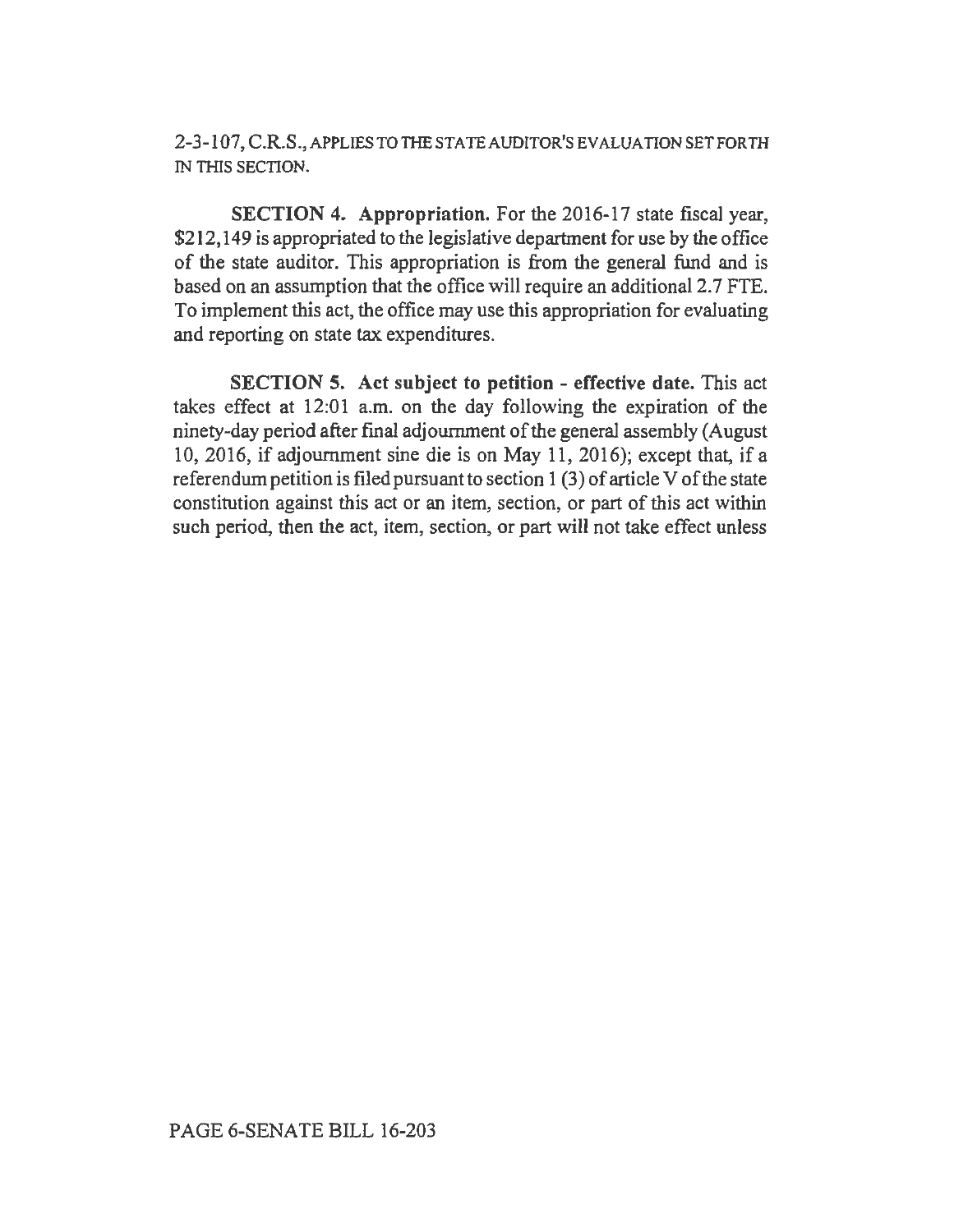2-3-107, C.R.S., APPLIES TO THE STATE AUDITOR'S EVALUATION SET FORTH IN THIS SECTION.

**SECTION 4. Appropriation.** For the 2016-17 state fiscal year, $212,149 is appropriated to the legislative department for use by the office of the state auditor. This appropriation is from the general fund and is based on an assumption that the office will require an additional 2.7 FTE. To implement this act, the office may use this appropriation for evaluating and reporting on state tax expenditures.

**SECTION 5. Act subject to petition - effective date.** This act takes effect at 12:01 a.m. on the day following the expiration of the ninety-day period after final adjournment of the general assembly (August 10, 2016, if adjournment sine die is on May 11, 2016); except that, if a referendum petition is filed pursuant to section 1 (3) of article V of the state constitution against this act or an item, section, or part of this act within such period, then the act, item, section, or part will not take effect unless

PAGE 6-SENATE BILL 16-203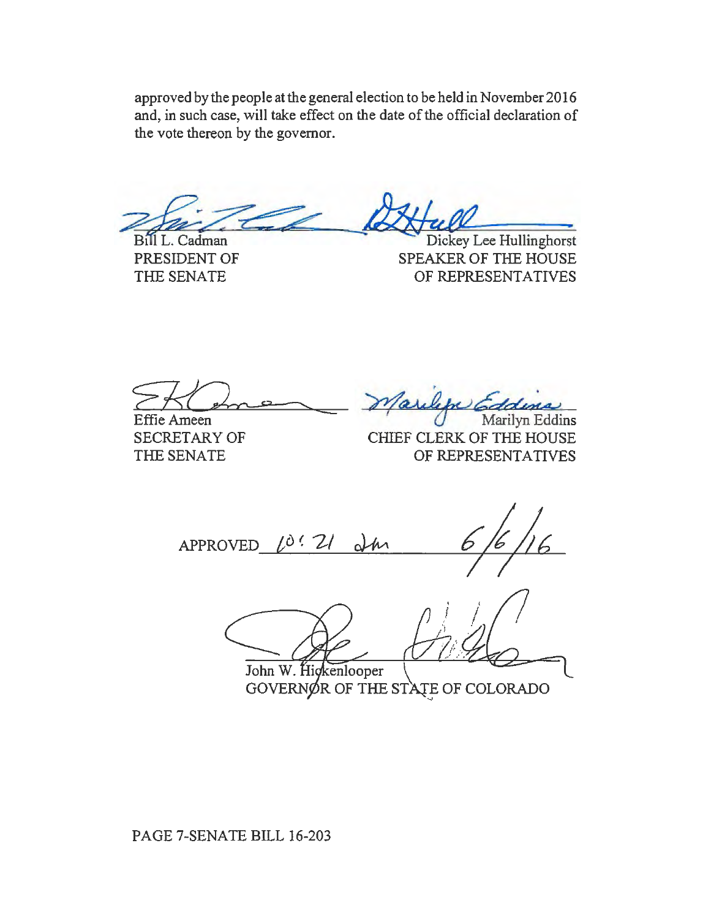approved by the people at the general election to be held in November 2016 and, in such case, will take effect on the date of the official declaration of the vote thereon by the governor.

Bill L. Cadman
PRESIDENT OF
THE SENATE

Dickey Lee Hullinghorst
SPEAKER OF THE HOUSE
OF REPRESENTATIVES

Effie Ameen
SECRETARY OF
THE SENATE

Marilyn Eddins
CHIEF CLERK OF THE HOUSE
OF REPRESENTATIVES

APPROVED 10:21 am 6/6/16

John W. Hickenlooper
GOVERNOR OF THE STATE OF COLORADO

PAGE 7-SENATE BILL 16-203